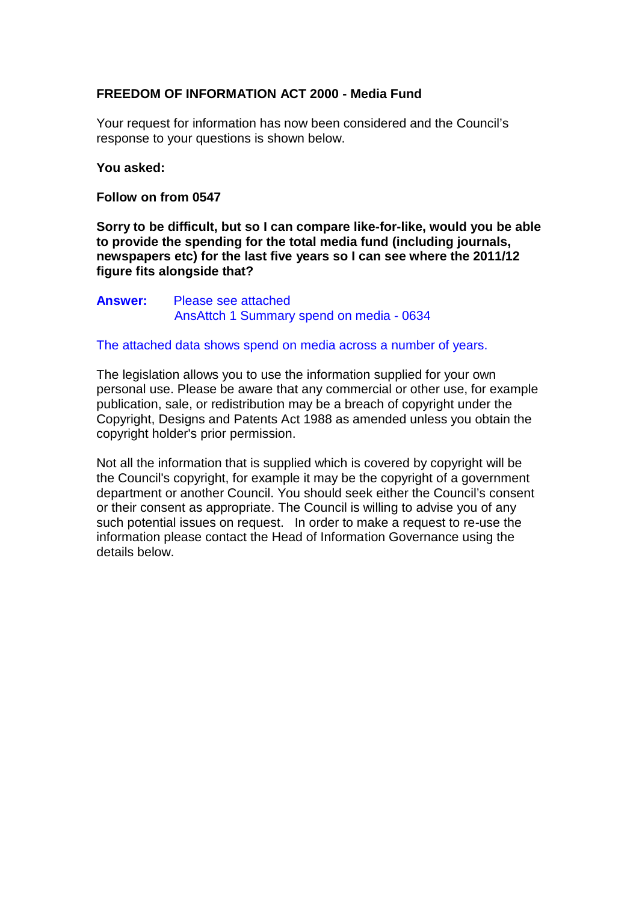**FREEDOM OF INFORMATION ACT 2000 - Media Fund**

Your request for information has now been considered and the Council's response to your questions is shown below.

**You asked:**

**Follow on from 0547**

**Sorry to be difficult, but so I can compare like-for-like, would you be able to provide the spending for the total media fund (including journals, newspapers etc) for the last five years so I can see where the 2011/12 figure fits alongside that?**

**Answer:** Please see attached
AnsAttch 1 Summary spend on media - 0634

The attached data shows spend on media across a number of years.

The legislation allows you to use the information supplied for your own personal use. Please be aware that any commercial or other use, for example publication, sale, or redistribution may be a breach of copyright under the Copyright, Designs and Patents Act 1988 as amended unless you obtain the copyright holder's prior permission.

Not all the information that is supplied which is covered by copyright will be the Council's copyright, for example it may be the copyright of a government department or another Council. You should seek either the Council's consent or their consent as appropriate. The Council is willing to advise you of any such potential issues on request. In order to make a request to re-use the information please contact the Head of Information Governance using the details below.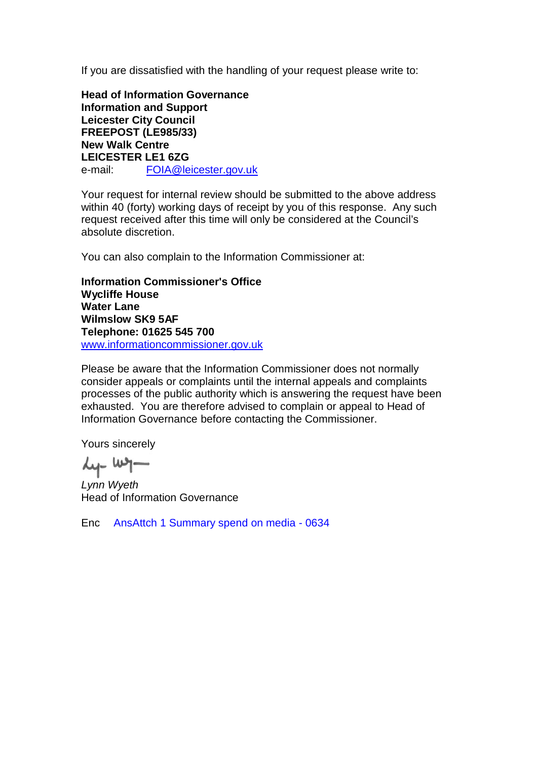If you are dissatisfied with the handling of your request please write to:

**Head of Information Governance**
**Information and Support**
**Leicester City Council**
**FREEPOST (LE985/33)**
**New Walk Centre**
**LEICESTER LE1 6ZG**
e-mail: FOIA@leicester.gov.uk

Your request for internal review should be submitted to the above address within 40 (forty) working days of receipt by you of this response. Any such request received after this time will only be considered at the Council's absolute discretion.

You can also complain to the Information Commissioner at:

**Information Commissioner's Office**
**Wycliffe House**
**Water Lane**
**Wilmslow SK9 5AF**
**Telephone: 01625 545 700**
www.informationcommissioner.gov.uk

Please be aware that the Information Commissioner does not normally consider appeals or complaints until the internal appeals and complaints processes of the public authority which is answering the request have been exhausted. You are therefore advised to complain or appeal to Head of Information Governance before contacting the Commissioner.

Yours sincerely

*Lynn Wyeth*
Head of Information Governance

Enc AnsAttch 1 Summary spend on media - 0634